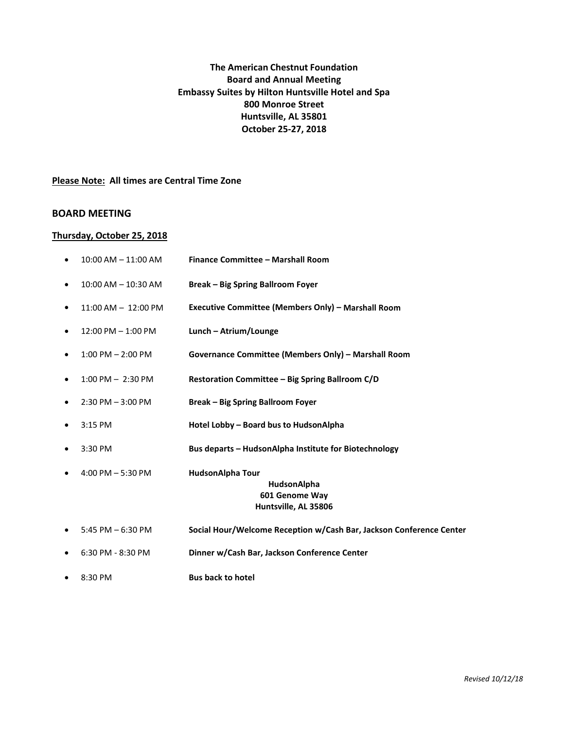**The American Chestnut Foundation**
**Board and Annual Meeting**
**Embassy Suites by Hilton Huntsville Hotel and Spa**
**800 Monroe Street**
**Huntsville, AL 35801**
**October 25-27, 2018**

**<u>Please Note:</u> All times are Central Time Zone**

## BOARD MEETING

### <u>Thursday, October 25, 2018</u>

- 10:00 AM – 11:00 AM **Finance Committee – Marshall Room**
- 10:00 AM – 10:30 AM **Break – Big Spring Ballroom Foyer**
- 11:00 AM – 12:00 PM **Executive Committee (Members Only) – Marshall Room**
- 12:00 PM – 1:00 PM **Lunch – Atrium/Lounge**
- 1:00 PM – 2:00 PM **Governance Committee (Members Only) – Marshall Room**
- 1:00 PM – 2:30 PM **Restoration Committee – Big Spring Ballroom C/D**
- 2:30 PM – 3:00 PM **Break – Big Spring Ballroom Foyer**
- 3:15 PM **Hotel Lobby – Board bus to HudsonAlpha**
- 3:30 PM **Bus departs – HudsonAlpha Institute for Biotechnology**
- 4:00 PM – 5:30 PM **HudsonAlpha Tour**
  **HudsonAlpha**
  **601 Genome Way**
  **Huntsville, AL 35806**
- 5:45 PM – 6:30 PM **Social Hour/Welcome Reception w/Cash Bar, Jackson Conference Center**
- 6:30 PM - 8:30 PM **Dinner w/Cash Bar, Jackson Conference Center**
- 8:30 PM **Bus back to hotel**

*Revised 10/12/18*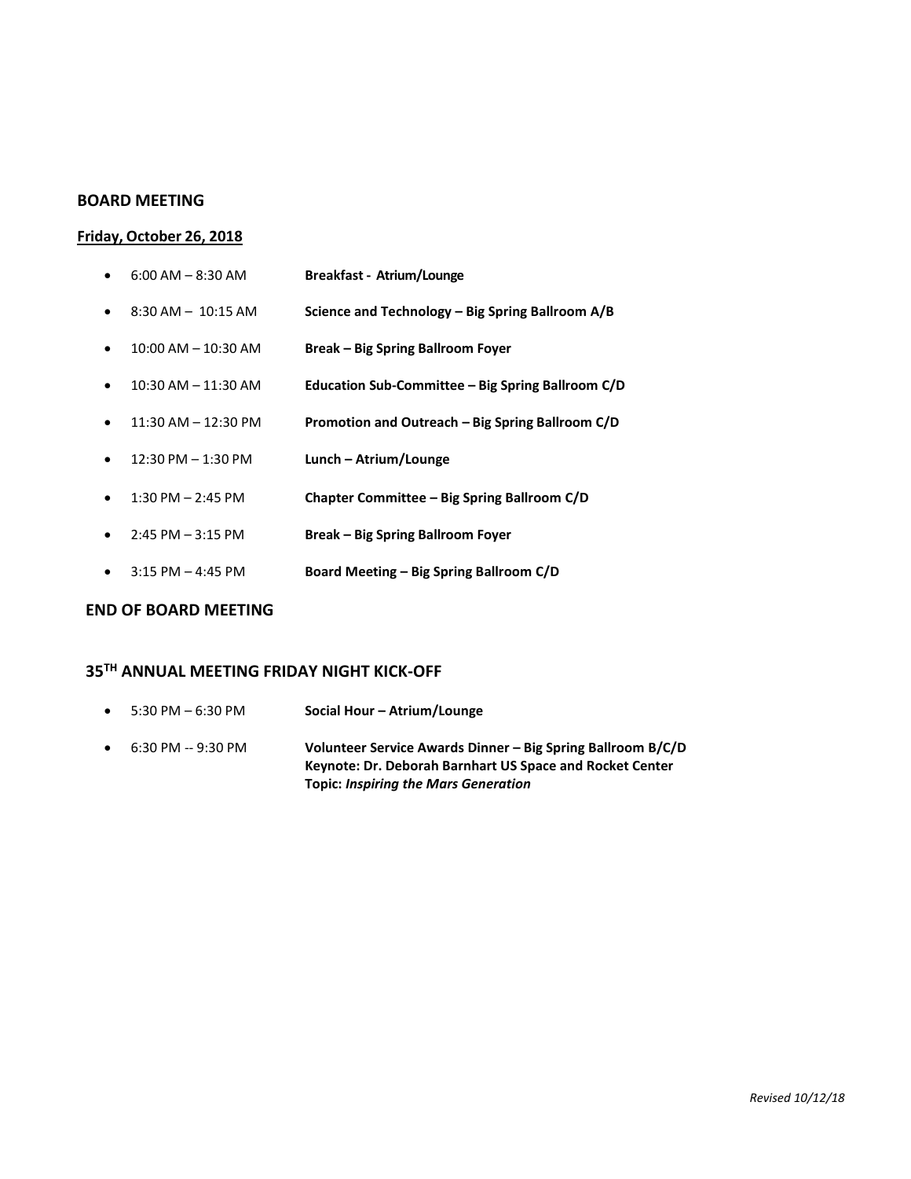### BOARD MEETING

**Friday, October 26, 2018**

- 6:00 AM – 8:30 AM **Breakfast - Atrium/Lounge**
- 8:30 AM – 10:15 AM **Science and Technology – Big Spring Ballroom A/B**
- 10:00 AM – 10:30 AM **Break – Big Spring Ballroom Foyer**
- 10:30 AM – 11:30 AM **Education Sub-Committee – Big Spring Ballroom C/D**
- 11:30 AM – 12:30 PM **Promotion and Outreach – Big Spring Ballroom C/D**
- 12:30 PM – 1:30 PM **Lunch – Atrium/Lounge**
- 1:30 PM – 2:45 PM **Chapter Committee – Big Spring Ballroom C/D**
- 2:45 PM – 3:15 PM **Break – Big Spring Ballroom Foyer**
- 3:15 PM – 4:45 PM **Board Meeting – Big Spring Ballroom C/D**

### END OF BOARD MEETING

### 35TH ANNUAL MEETING FRIDAY NIGHT KICK-OFF

- 5:30 PM – 6:30 PM **Social Hour – Atrium/Lounge**
- 6:30 PM -- 9:30 PM **Volunteer Service Awards Dinner – Big Spring Ballroom B/C/D**
  **Keynote: Dr. Deborah Barnhart US Space and Rocket Center**
  **Topic:** ***Inspiring the Mars Generation***

*Revised 10/12/18*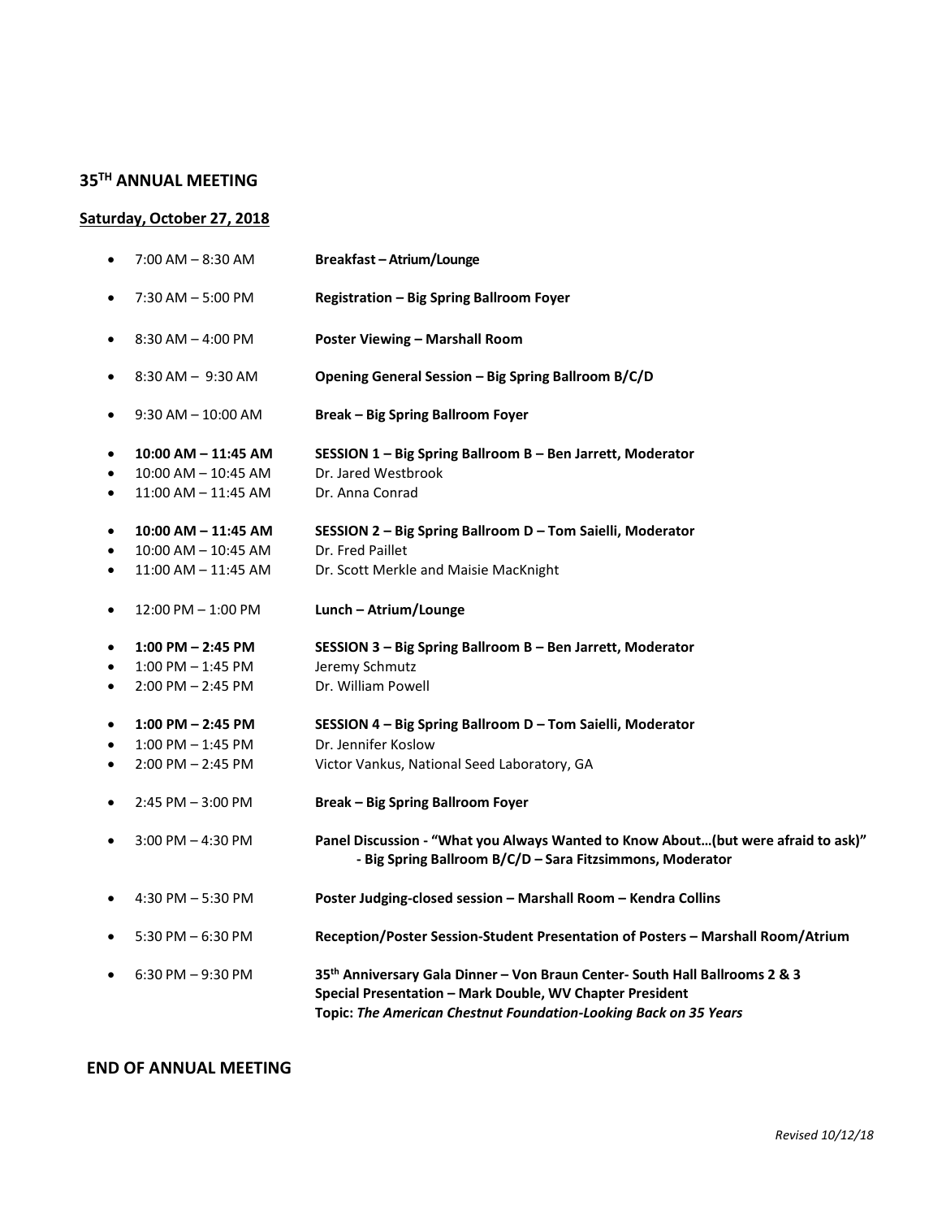## 35TH ANNUAL MEETING

### Saturday, October 27, 2018

- 7:00 AM – 8:30 AM **Breakfast – Atrium/Lounge**
- 7:30 AM – 5:00 PM **Registration – Big Spring Ballroom Foyer**
- 8:30 AM – 4:00 PM **Poster Viewing – Marshall Room**
- 8:30 AM – 9:30 AM **Opening General Session – Big Spring Ballroom B/C/D**
- 9:30 AM – 10:00 AM **Break – Big Spring Ballroom Foyer**

- **10:00 AM – 11:45 AM** **SESSION 1 – Big Spring Ballroom B – Ben Jarrett, Moderator**
- 10:00 AM – 10:45 AM Dr. Jared Westbrook
- 11:00 AM – 11:45 AM Dr. Anna Conrad

- **10:00 AM – 11:45 AM** **SESSION 2 – Big Spring Ballroom D – Tom Saielli, Moderator**
- 10:00 AM – 10:45 AM Dr. Fred Paillet
- 11:00 AM – 11:45 AM Dr. Scott Merkle and Maisie MacKnight

- 12:00 PM – 1:00 PM **Lunch – Atrium/Lounge**

- **1:00 PM – 2:45 PM** **SESSION 3 – Big Spring Ballroom B – Ben Jarrett, Moderator**
- 1:00 PM – 1:45 PM Jeremy Schmutz
- 2:00 PM – 2:45 PM Dr. William Powell

- **1:00 PM – 2:45 PM** **SESSION 4 – Big Spring Ballroom D – Tom Saielli, Moderator**
- 1:00 PM – 1:45 PM Dr. Jennifer Koslow
- 2:00 PM – 2:45 PM Victor Vankus, National Seed Laboratory, GA

- 2:45 PM – 3:00 PM **Break – Big Spring Ballroom Foyer**
- 3:00 PM – 4:30 PM **Panel Discussion - "What you Always Wanted to Know About…(but were afraid to ask)" - Big Spring Ballroom B/C/D – Sara Fitzsimmons, Moderator**
- 4:30 PM – 5:30 PM **Poster Judging-closed session – Marshall Room – Kendra Collins**
- 5:30 PM – 6:30 PM **Reception/Poster Session-Student Presentation of Posters – Marshall Room/Atrium**
- 6:30 PM – 9:30 PM **35th Anniversary Gala Dinner – Von Braun Center- South Hall Ballrooms 2 & 3**
  **Special Presentation – Mark Double, WV Chapter President**
  **Topic:** ***The American Chestnut Foundation-Looking Back on 35 Years***

## END OF ANNUAL MEETING

*Revised 10/12/18*